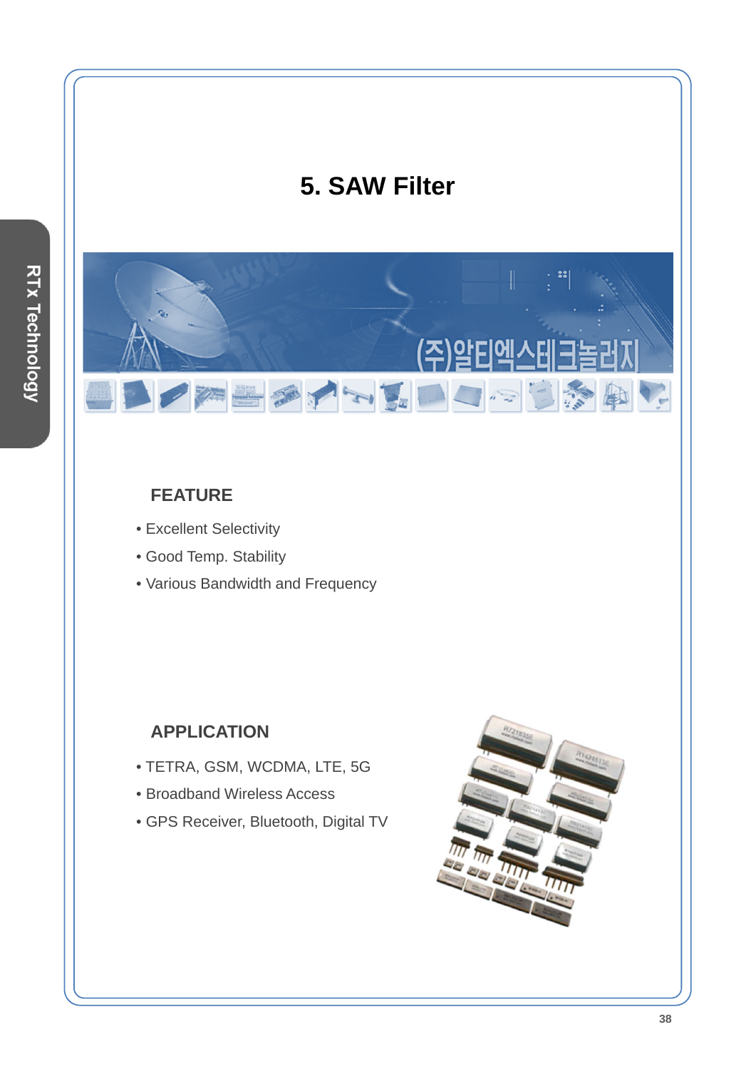# 5. SAW Filter

## FEATURE

- Excellent Selectivity
- Good Temp. Stability
- Various Bandwidth and Frequency

## APPLICATION

- TETRA, GSM, WCDMA, LTE, 5G
- Broadband Wireless Access
- GPS Receiver, Bluetooth, Digital TV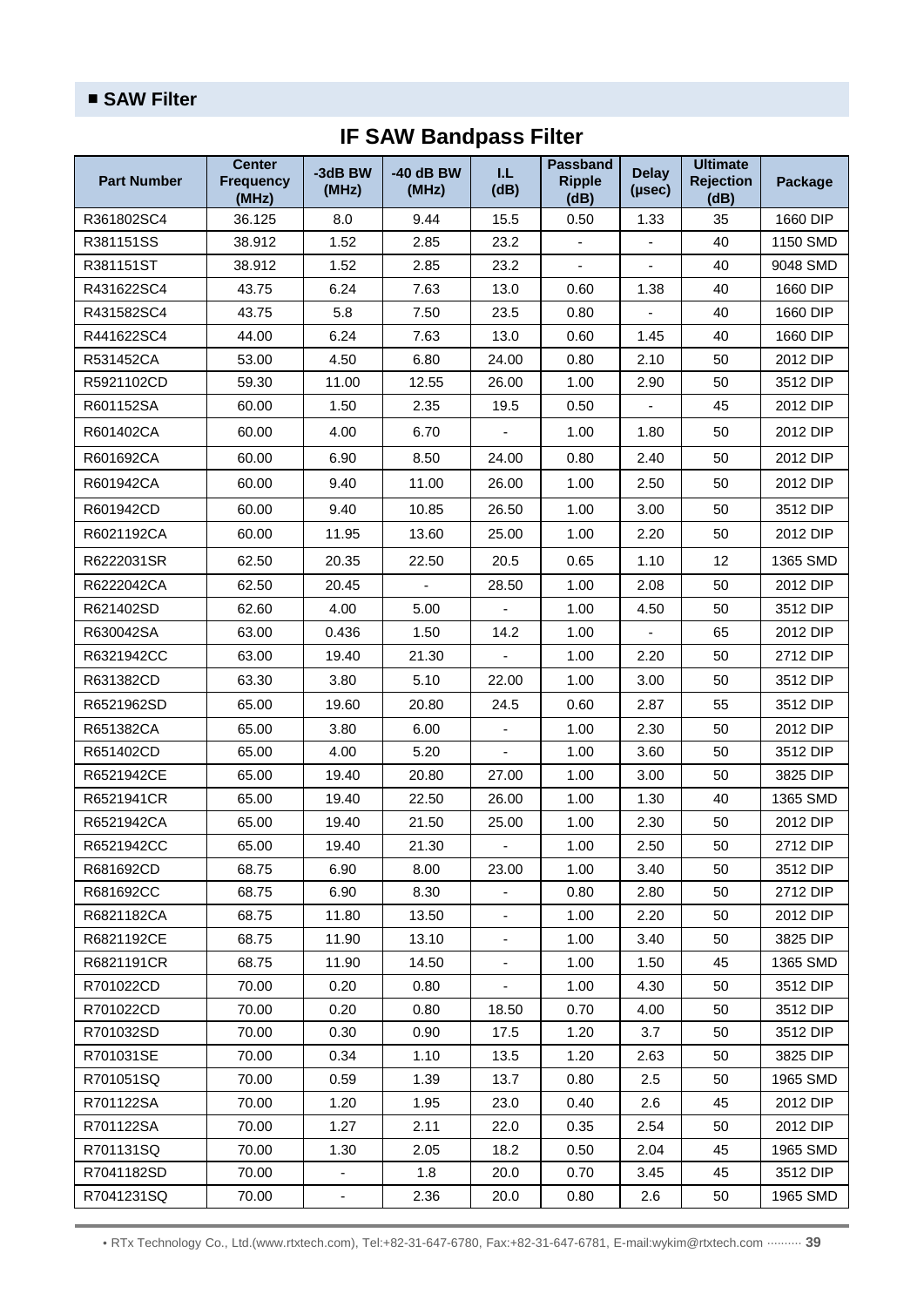## ■ SAW Filter

# IF SAW Bandpass Filter

| Part Number | Center Frequency (MHz) | -3dB BW (MHz) | -40 dB BW (MHz) | I.L (dB) | Passband Ripple (dB) | Delay (μsec) | Ultimate Rejection (dB) | Package |
|---|---|---|---|---|---|---|---|---|
| R361802SC4 | 36.125 | 8.0 | 9.44 | 15.5 | 0.50 | 1.33 | 35 | 1660 DIP |
| R381151SS | 38.912 | 1.52 | 2.85 | 23.2 | - | - | 40 | 1150 SMD |
| R381151ST | 38.912 | 1.52 | 2.85 | 23.2 | - | - | 40 | 9048 SMD |
| R431622SC4 | 43.75 | 6.24 | 7.63 | 13.0 | 0.60 | 1.38 | 40 | 1660 DIP |
| R431582SC4 | 43.75 | 5.8 | 7.50 | 23.5 | 0.80 | - | 40 | 1660 DIP |
| R441622SC4 | 44.00 | 6.24 | 7.63 | 13.0 | 0.60 | 1.45 | 40 | 1660 DIP |
| R531452CA | 53.00 | 4.50 | 6.80 | 24.00 | 0.80 | 2.10 | 50 | 2012 DIP |
| R5921102CD | 59.30 | 11.00 | 12.55 | 26.00 | 1.00 | 2.90 | 50 | 3512 DIP |
| R601152SA | 60.00 | 1.50 | 2.35 | 19.5 | 0.50 | - | 45 | 2012 DIP |
| R601402CA | 60.00 | 4.00 | 6.70 | - | 1.00 | 1.80 | 50 | 2012 DIP |
| R601692CA | 60.00 | 6.90 | 8.50 | 24.00 | 0.80 | 2.40 | 50 | 2012 DIP |
| R601942CA | 60.00 | 9.40 | 11.00 | 26.00 | 1.00 | 2.50 | 50 | 2012 DIP |
| R601942CD | 60.00 | 9.40 | 10.85 | 26.50 | 1.00 | 3.00 | 50 | 3512 DIP |
| R6021192CA | 60.00 | 11.95 | 13.60 | 25.00 | 1.00 | 2.20 | 50 | 2012 DIP |
| R6222031SR | 62.50 | 20.35 | 22.50 | 20.5 | 0.65 | 1.10 | 12 | 1365 SMD |
| R6222042CA | 62.50 | 20.45 | - | 28.50 | 1.00 | 2.08 | 50 | 2012 DIP |
| R621402SD | 62.60 | 4.00 | 5.00 | - | 1.00 | 4.50 | 50 | 3512 DIP |
| R630042SA | 63.00 | 0.436 | 1.50 | 14.2 | 1.00 | - | 65 | 2012 DIP |
| R6321942CC | 63.00 | 19.40 | 21.30 | - | 1.00 | 2.20 | 50 | 2712 DIP |
| R631382CD | 63.30 | 3.80 | 5.10 | 22.00 | 1.00 | 3.00 | 50 | 3512 DIP |
| R6521962SD | 65.00 | 19.60 | 20.80 | 24.5 | 0.60 | 2.87 | 55 | 3512 DIP |
| R651382CA | 65.00 | 3.80 | 6.00 | - | 1.00 | 2.30 | 50 | 2012 DIP |
| R651402CD | 65.00 | 4.00 | 5.20 | - | 1.00 | 3.60 | 50 | 3512 DIP |
| R6521942CE | 65.00 | 19.40 | 20.80 | 27.00 | 1.00 | 3.00 | 50 | 3825 DIP |
| R6521941CR | 65.00 | 19.40 | 22.50 | 26.00 | 1.00 | 1.30 | 40 | 1365 SMD |
| R6521942CA | 65.00 | 19.40 | 21.50 | 25.00 | 1.00 | 2.30 | 50 | 2012 DIP |
| R6521942CC | 65.00 | 19.40 | 21.30 | - | 1.00 | 2.50 | 50 | 2712 DIP |
| R681692CD | 68.75 | 6.90 | 8.00 | 23.00 | 1.00 | 3.40 | 50 | 3512 DIP |
| R681692CC | 68.75 | 6.90 | 8.30 | - | 0.80 | 2.80 | 50 | 2712 DIP |
| R6821182CA | 68.75 | 11.80 | 13.50 | - | 1.00 | 2.20 | 50 | 2012 DIP |
| R6821192CE | 68.75 | 11.90 | 13.10 | - | 1.00 | 3.40 | 50 | 3825 DIP |
| R6821191CR | 68.75 | 11.90 | 14.50 | - | 1.00 | 1.50 | 45 | 1365 SMD |
| R701022CD | 70.00 | 0.20 | 0.80 | - | 1.00 | 4.30 | 50 | 3512 DIP |
| R701022CD | 70.00 | 0.20 | 0.80 | 18.50 | 0.70 | 4.00 | 50 | 3512 DIP |
| R701032SD | 70.00 | 0.30 | 0.90 | 17.5 | 1.20 | 3.7 | 50 | 3512 DIP |
| R701031SE | 70.00 | 0.34 | 1.10 | 13.5 | 1.20 | 2.63 | 50 | 3825 DIP |
| R701051SQ | 70.00 | 0.59 | 1.39 | 13.7 | 0.80 | 2.5 | 50 | 1965 SMD |
| R701122SA | 70.00 | 1.20 | 1.95 | 23.0 | 0.40 | 2.6 | 45 | 2012 DIP |
| R701122SA | 70.00 | 1.27 | 2.11 | 22.0 | 0.35 | 2.54 | 50 | 2012 DIP |
| R701131SQ | 70.00 | 1.30 | 2.05 | 18.2 | 0.50 | 2.04 | 45 | 1965 SMD |
| R7041182SD | 70.00 | - | 1.8 | 20.0 | 0.70 | 3.45 | 45 | 3512 DIP |
| R7041231SQ | 70.00 | - | 2.36 | 20.0 | 0.80 | 2.6 | 50 | 1965 SMD |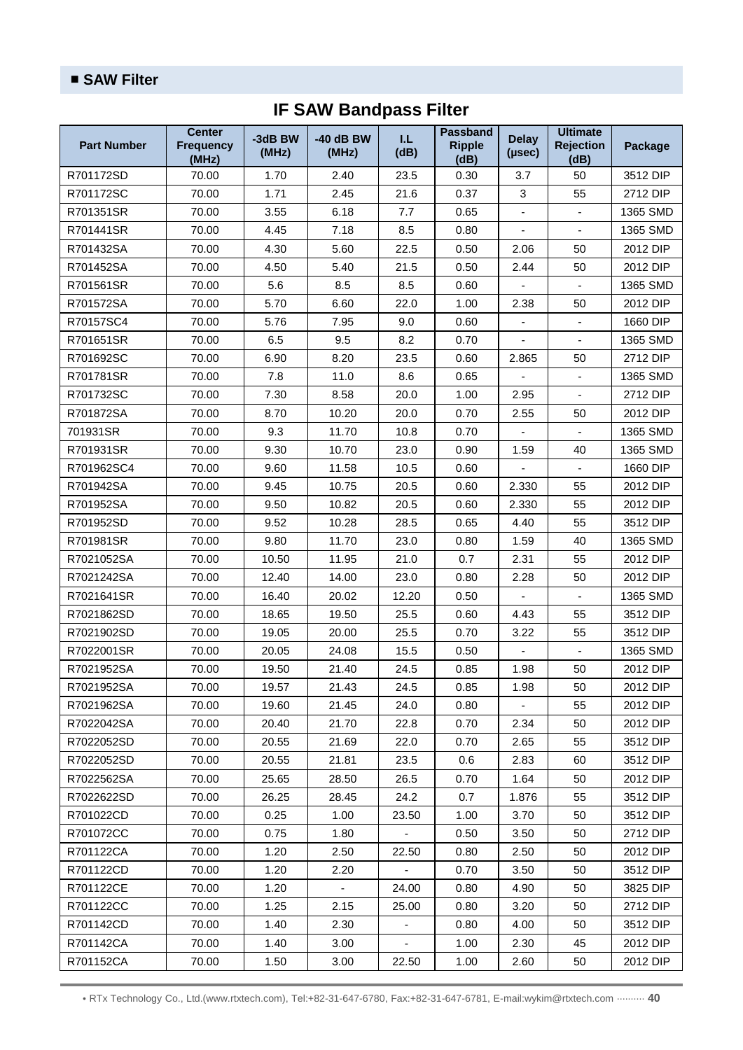## ■ SAW Filter

# IF SAW Bandpass Filter

| Part Number | Center Frequency (MHz) | -3dB BW (MHz) | -40 dB BW (MHz) | I.L (dB) | Passband Ripple (dB) | Delay (μsec) | Ultimate Rejection (dB) | Package |
|---|---|---|---|---|---|---|---|---|
| R701172SD | 70.00 | 1.70 | 2.40 | 23.5 | 0.30 | 3.7 | 50 | 3512 DIP |
| R701172SC | 70.00 | 1.71 | 2.45 | 21.6 | 0.37 | 3 | 55 | 2712 DIP |
| R701351SR | 70.00 | 3.55 | 6.18 | 7.7 | 0.65 | - | - | 1365 SMD |
| R701441SR | 70.00 | 4.45 | 7.18 | 8.5 | 0.80 | - | - | 1365 SMD |
| R701432SA | 70.00 | 4.30 | 5.60 | 22.5 | 0.50 | 2.06 | 50 | 2012 DIP |
| R701452SA | 70.00 | 4.50 | 5.40 | 21.5 | 0.50 | 2.44 | 50 | 2012 DIP |
| R701561SR | 70.00 | 5.6 | 8.5 | 8.5 | 0.60 | - | - | 1365 SMD |
| R701572SA | 70.00 | 5.70 | 6.60 | 22.0 | 1.00 | 2.38 | 50 | 2012 DIP |
| R70157SC4 | 70.00 | 5.76 | 7.95 | 9.0 | 0.60 | - | - | 1660 DIP |
| R701651SR | 70.00 | 6.5 | 9.5 | 8.2 | 0.70 | - | - | 1365 SMD |
| R701692SC | 70.00 | 6.90 | 8.20 | 23.5 | 0.60 | 2.865 | 50 | 2712 DIP |
| R701781SR | 70.00 | 7.8 | 11.0 | 8.6 | 0.65 | - | - | 1365 SMD |
| R701732SC | 70.00 | 7.30 | 8.58 | 20.0 | 1.00 | 2.95 | - | 2712 DIP |
| R701872SA | 70.00 | 8.70 | 10.20 | 20.0 | 0.70 | 2.55 | 50 | 2012 DIP |
| 701931SR | 70.00 | 9.3 | 11.70 | 10.8 | 0.70 | - | - | 1365 SMD |
| R701931SR | 70.00 | 9.30 | 10.70 | 23.0 | 0.90 | 1.59 | 40 | 1365 SMD |
| R701962SC4 | 70.00 | 9.60 | 11.58 | 10.5 | 0.60 | - | - | 1660 DIP |
| R701942SA | 70.00 | 9.45 | 10.75 | 20.5 | 0.60 | 2.330 | 55 | 2012 DIP |
| R701952SA | 70.00 | 9.50 | 10.82 | 20.5 | 0.60 | 2.330 | 55 | 2012 DIP |
| R701952SD | 70.00 | 9.52 | 10.28 | 28.5 | 0.65 | 4.40 | 55 | 3512 DIP |
| R701981SR | 70.00 | 9.80 | 11.70 | 23.0 | 0.80 | 1.59 | 40 | 1365 SMD |
| R7021052SA | 70.00 | 10.50 | 11.95 | 21.0 | 0.7 | 2.31 | 55 | 2012 DIP |
| R7021242SA | 70.00 | 12.40 | 14.00 | 23.0 | 0.80 | 2.28 | 50 | 2012 DIP |
| R7021641SR | 70.00 | 16.40 | 20.02 | 12.20 | 0.50 | - | - | 1365 SMD |
| R7021862SD | 70.00 | 18.65 | 19.50 | 25.5 | 0.60 | 4.43 | 55 | 3512 DIP |
| R7021902SD | 70.00 | 19.05 | 20.00 | 25.5 | 0.70 | 3.22 | 55 | 3512 DIP |
| R7022001SR | 70.00 | 20.05 | 24.08 | 15.5 | 0.50 | - | - | 1365 SMD |
| R7021952SA | 70.00 | 19.50 | 21.40 | 24.5 | 0.85 | 1.98 | 50 | 2012 DIP |
| R7021952SA | 70.00 | 19.57 | 21.43 | 24.5 | 0.85 | 1.98 | 50 | 2012 DIP |
| R7021962SA | 70.00 | 19.60 | 21.45 | 24.0 | 0.80 | - | 55 | 2012 DIP |
| R7022042SA | 70.00 | 20.40 | 21.70 | 22.8 | 0.70 | 2.34 | 50 | 2012 DIP |
| R7022052SD | 70.00 | 20.55 | 21.69 | 22.0 | 0.70 | 2.65 | 55 | 3512 DIP |
| R7022052SD | 70.00 | 20.55 | 21.81 | 23.5 | 0.6 | 2.83 | 60 | 3512 DIP |
| R7022562SA | 70.00 | 25.65 | 28.50 | 26.5 | 0.70 | 1.64 | 50 | 2012 DIP |
| R7022622SD | 70.00 | 26.25 | 28.45 | 24.2 | 0.7 | 1.876 | 55 | 3512 DIP |
| R701022CD | 70.00 | 0.25 | 1.00 | 23.50 | 1.00 | 3.70 | 50 | 3512 DIP |
| R701072CC | 70.00 | 0.75 | 1.80 | - | 0.50 | 3.50 | 50 | 2712 DIP |
| R701122CA | 70.00 | 1.20 | 2.50 | 22.50 | 0.80 | 2.50 | 50 | 2012 DIP |
| R701122CD | 70.00 | 1.20 | 2.20 | - | 0.70 | 3.50 | 50 | 3512 DIP |
| R701122CE | 70.00 | 1.20 | - | 24.00 | 0.80 | 4.90 | 50 | 3825 DIP |
| R701122CC | 70.00 | 1.25 | 2.15 | 25.00 | 0.80 | 3.20 | 50 | 2712 DIP |
| R701142CD | 70.00 | 1.40 | 2.30 | - | 0.80 | 4.00 | 50 | 3512 DIP |
| R701142CA | 70.00 | 1.40 | 3.00 | - | 1.00 | 2.30 | 45 | 2012 DIP |
| R701152CA | 70.00 | 1.50 | 3.00 | 22.50 | 1.00 | 2.60 | 50 | 2012 DIP |

• RTx Technology Co., Ltd.(www.rtxtech.com), Tel:+82-31-647-6780, Fax:+82-31-647-6781, E-mail:wykim@rtxtech.com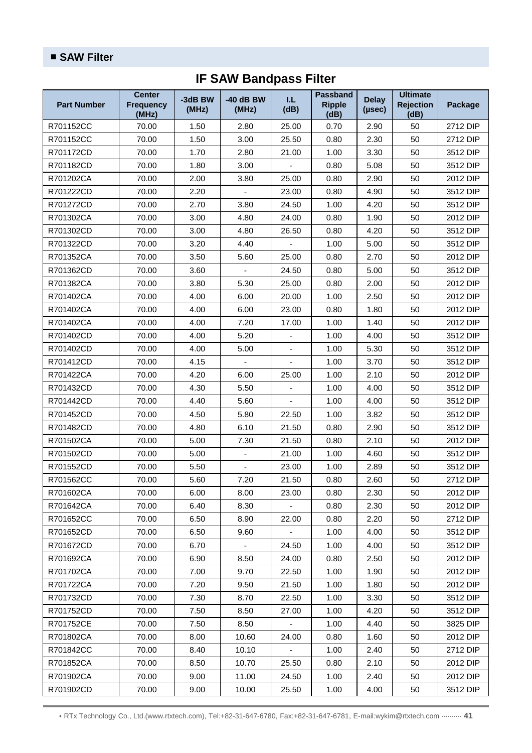## ■ SAW Filter

# IF SAW Bandpass Filter

| Part Number | Center Frequency (MHz) | -3dB BW (MHz) | -40 dB BW (MHz) | I.L (dB) | Passband Ripple (dB) | Delay (μsec) | Ultimate Rejection (dB) | Package |
|---|---|---|---|---|---|---|---|---|
| R701152CC | 70.00 | 1.50 | 2.80 | 25.00 | 0.70 | 2.90 | 50 | 2712 DIP |
| R701152CC | 70.00 | 1.50 | 3.00 | 25.50 | 0.80 | 2.30 | 50 | 2712 DIP |
| R701172CD | 70.00 | 1.70 | 2.80 | 21.00 | 1.00 | 3.30 | 50 | 3512 DIP |
| R701182CD | 70.00 | 1.80 | 3.00 | - | 0.80 | 5.08 | 50 | 3512 DIP |
| R701202CA | 70.00 | 2.00 | 3.80 | 25.00 | 0.80 | 2.90 | 50 | 2012 DIP |
| R701222CD | 70.00 | 2.20 | - | 23.00 | 0.80 | 4.90 | 50 | 3512 DIP |
| R701272CD | 70.00 | 2.70 | 3.80 | 24.50 | 1.00 | 4.20 | 50 | 3512 DIP |
| R701302CA | 70.00 | 3.00 | 4.80 | 24.00 | 0.80 | 1.90 | 50 | 2012 DIP |
| R701302CD | 70.00 | 3.00 | 4.80 | 26.50 | 0.80 | 4.20 | 50 | 3512 DIP |
| R701322CD | 70.00 | 3.20 | 4.40 | - | 1.00 | 5.00 | 50 | 3512 DIP |
| R701352CA | 70.00 | 3.50 | 5.60 | 25.00 | 0.80 | 2.70 | 50 | 2012 DIP |
| R701362CD | 70.00 | 3.60 | - | 24.50 | 0.80 | 5.00 | 50 | 3512 DIP |
| R701382CA | 70.00 | 3.80 | 5.30 | 25.00 | 0.80 | 2.00 | 50 | 2012 DIP |
| R701402CA | 70.00 | 4.00 | 6.00 | 20.00 | 1.00 | 2.50 | 50 | 2012 DIP |
| R701402CA | 70.00 | 4.00 | 6.00 | 23.00 | 0.80 | 1.80 | 50 | 2012 DIP |
| R701402CA | 70.00 | 4.00 | 7.20 | 17.00 | 1.00 | 1.40 | 50 | 2012 DIP |
| R701402CD | 70.00 | 4.00 | 5.20 | - | 1.00 | 4.00 | 50 | 3512 DIP |
| R701402CD | 70.00 | 4.00 | 5.00 | - | 1.00 | 5.30 | 50 | 3512 DIP |
| R701412CD | 70.00 | 4.15 | - | - | 1.00 | 3.70 | 50 | 3512 DIP |
| R701422CA | 70.00 | 4.20 | 6.00 | 25.00 | 1.00 | 2.10 | 50 | 2012 DIP |
| R701432CD | 70.00 | 4.30 | 5.50 | - | 1.00 | 4.00 | 50 | 3512 DIP |
| R701442CD | 70.00 | 4.40 | 5.60 | - | 1.00 | 4.00 | 50 | 3512 DIP |
| R701452CD | 70.00 | 4.50 | 5.80 | 22.50 | 1.00 | 3.82 | 50 | 3512 DIP |
| R701482CD | 70.00 | 4.80 | 6.10 | 21.50 | 0.80 | 2.90 | 50 | 3512 DIP |
| R701502CA | 70.00 | 5.00 | 7.30 | 21.50 | 0.80 | 2.10 | 50 | 2012 DIP |
| R701502CD | 70.00 | 5.00 | - | 21.00 | 1.00 | 4.60 | 50 | 3512 DIP |
| R701552CD | 70.00 | 5.50 | - | 23.00 | 1.00 | 2.89 | 50 | 3512 DIP |
| R701562CC | 70.00 | 5.60 | 7.20 | 21.50 | 0.80 | 2.60 | 50 | 2712 DIP |
| R701602CA | 70.00 | 6.00 | 8.00 | 23.00 | 0.80 | 2.30 | 50 | 2012 DIP |
| R701642CA | 70.00 | 6.40 | 8.30 | - | 0.80 | 2.30 | 50 | 2012 DIP |
| R701652CC | 70.00 | 6.50 | 8.90 | 22.00 | 0.80 | 2.20 | 50 | 2712 DIP |
| R701652CD | 70.00 | 6.50 | 9.60 | - | 1.00 | 4.00 | 50 | 3512 DIP |
| R701672CD | 70.00 | 6.70 | - | 24.50 | 1.00 | 4.00 | 50 | 3512 DIP |
| R701692CA | 70.00 | 6.90 | 8.50 | 24.00 | 0.80 | 2.50 | 50 | 2012 DIP |
| R701702CA | 70.00 | 7.00 | 9.70 | 22.50 | 1.00 | 1.90 | 50 | 2012 DIP |
| R701722CA | 70.00 | 7.20 | 9.50 | 21.50 | 1.00 | 1.80 | 50 | 2012 DIP |
| R701732CD | 70.00 | 7.30 | 8.70 | 22.50 | 1.00 | 3.30 | 50 | 3512 DIP |
| R701752CD | 70.00 | 7.50 | 8.50 | 27.00 | 1.00 | 4.20 | 50 | 3512 DIP |
| R701752CE | 70.00 | 7.50 | 8.50 | - | 1.00 | 4.40 | 50 | 3825 DIP |
| R701802CA | 70.00 | 8.00 | 10.60 | 24.00 | 0.80 | 1.60 | 50 | 2012 DIP |
| R701842CC | 70.00 | 8.40 | 10.10 | - | 1.00 | 2.40 | 50 | 2712 DIP |
| R701852CA | 70.00 | 8.50 | 10.70 | 25.50 | 0.80 | 2.10 | 50 | 2012 DIP |
| R701902CA | 70.00 | 9.00 | 11.00 | 24.50 | 1.00 | 2.40 | 50 | 2012 DIP |
| R701902CD | 70.00 | 9.00 | 10.00 | 25.50 | 1.00 | 4.00 | 50 | 3512 DIP |

• RTx Technology Co., Ltd.(www.rtxtech.com), Tel:+82-31-647-6780, Fax:+82-31-647-6781, E-mail:wykim@rtxtech.com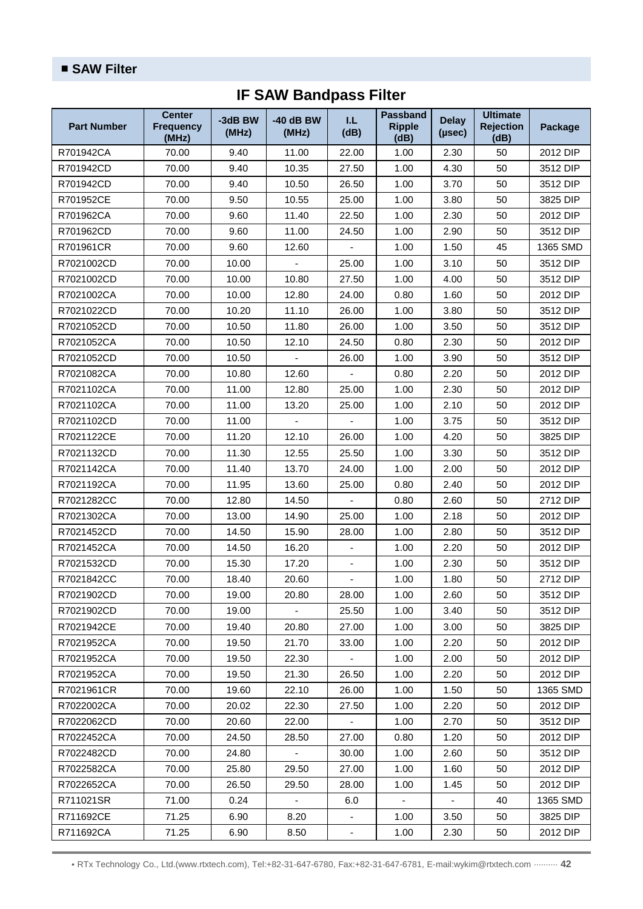## ■ SAW Filter

# IF SAW Bandpass Filter

| Part Number | Center Frequency (MHz) | -3dB BW (MHz) | -40 dB BW (MHz) | I.L (dB) | Passband Ripple (dB) | Delay (μsec) | Ultimate Rejection (dB) | Package |
|---|---|---|---|---|---|---|---|---|
| R701942CA | 70.00 | 9.40 | 11.00 | 22.00 | 1.00 | 2.30 | 50 | 2012 DIP |
| R701942CD | 70.00 | 9.40 | 10.35 | 27.50 | 1.00 | 4.30 | 50 | 3512 DIP |
| R701942CD | 70.00 | 9.40 | 10.50 | 26.50 | 1.00 | 3.70 | 50 | 3512 DIP |
| R701952CE | 70.00 | 9.50 | 10.55 | 25.00 | 1.00 | 3.80 | 50 | 3825 DIP |
| R701962CA | 70.00 | 9.60 | 11.40 | 22.50 | 1.00 | 2.30 | 50 | 2012 DIP |
| R701962CD | 70.00 | 9.60 | 11.00 | 24.50 | 1.00 | 2.90 | 50 | 3512 DIP |
| R701961CR | 70.00 | 9.60 | 12.60 | - | 1.00 | 1.50 | 45 | 1365 SMD |
| R7021002CD | 70.00 | 10.00 | - | 25.00 | 1.00 | 3.10 | 50 | 3512 DIP |
| R7021002CD | 70.00 | 10.00 | 10.80 | 27.50 | 1.00 | 4.00 | 50 | 3512 DIP |
| R7021002CA | 70.00 | 10.00 | 12.80 | 24.00 | 0.80 | 1.60 | 50 | 2012 DIP |
| R7021022CD | 70.00 | 10.20 | 11.10 | 26.00 | 1.00 | 3.80 | 50 | 3512 DIP |
| R7021052CD | 70.00 | 10.50 | 11.80 | 26.00 | 1.00 | 3.50 | 50 | 3512 DIP |
| R7021052CA | 70.00 | 10.50 | 12.10 | 24.50 | 0.80 | 2.30 | 50 | 2012 DIP |
| R7021052CD | 70.00 | 10.50 | - | 26.00 | 1.00 | 3.90 | 50 | 3512 DIP |
| R7021082CA | 70.00 | 10.80 | 12.60 | - | 0.80 | 2.20 | 50 | 2012 DIP |
| R7021102CA | 70.00 | 11.00 | 12.80 | 25.00 | 1.00 | 2.30 | 50 | 2012 DIP |
| R7021102CA | 70.00 | 11.00 | 13.20 | 25.00 | 1.00 | 2.10 | 50 | 2012 DIP |
| R7021102CD | 70.00 | 11.00 | - | - | 1.00 | 3.75 | 50 | 3512 DIP |
| R7021122CE | 70.00 | 11.20 | 12.10 | 26.00 | 1.00 | 4.20 | 50 | 3825 DIP |
| R7021132CD | 70.00 | 11.30 | 12.55 | 25.50 | 1.00 | 3.30 | 50 | 3512 DIP |
| R7021142CA | 70.00 | 11.40 | 13.70 | 24.00 | 1.00 | 2.00 | 50 | 2012 DIP |
| R7021192CA | 70.00 | 11.95 | 13.60 | 25.00 | 0.80 | 2.40 | 50 | 2012 DIP |
| R7021282CC | 70.00 | 12.80 | 14.50 | - | 0.80 | 2.60 | 50 | 2712 DIP |
| R7021302CA | 70.00 | 13.00 | 14.90 | 25.00 | 1.00 | 2.18 | 50 | 2012 DIP |
| R7021452CD | 70.00 | 14.50 | 15.90 | 28.00 | 1.00 | 2.80 | 50 | 3512 DIP |
| R7021452CA | 70.00 | 14.50 | 16.20 | - | 1.00 | 2.20 | 50 | 2012 DIP |
| R7021532CD | 70.00 | 15.30 | 17.20 | - | 1.00 | 2.30 | 50 | 3512 DIP |
| R7021842CC | 70.00 | 18.40 | 20.60 | - | 1.00 | 1.80 | 50 | 2712 DIP |
| R7021902CD | 70.00 | 19.00 | 20.80 | 28.00 | 1.00 | 2.60 | 50 | 3512 DIP |
| R7021902CD | 70.00 | 19.00 | - | 25.50 | 1.00 | 3.40 | 50 | 3512 DIP |
| R7021942CE | 70.00 | 19.40 | 20.80 | 27.00 | 1.00 | 3.00 | 50 | 3825 DIP |
| R7021952CA | 70.00 | 19.50 | 21.70 | 33.00 | 1.00 | 2.20 | 50 | 2012 DIP |
| R7021952CA | 70.00 | 19.50 | 22.30 | - | 1.00 | 2.00 | 50 | 2012 DIP |
| R7021952CA | 70.00 | 19.50 | 21.30 | 26.50 | 1.00 | 2.20 | 50 | 2012 DIP |
| R7021961CR | 70.00 | 19.60 | 22.10 | 26.00 | 1.00 | 1.50 | 50 | 1365 SMD |
| R7022002CA | 70.00 | 20.02 | 22.30 | 27.50 | 1.00 | 2.20 | 50 | 2012 DIP |
| R7022062CD | 70.00 | 20.60 | 22.00 | - | 1.00 | 2.70 | 50 | 3512 DIP |
| R7022452CA | 70.00 | 24.50 | 28.50 | 27.00 | 0.80 | 1.20 | 50 | 2012 DIP |
| R7022482CD | 70.00 | 24.80 | - | 30.00 | 1.00 | 2.60 | 50 | 3512 DIP |
| R7022582CA | 70.00 | 25.80 | 29.50 | 27.00 | 1.00 | 1.60 | 50 | 2012 DIP |
| R7022652CA | 70.00 | 26.50 | 29.50 | 28.00 | 1.00 | 1.45 | 50 | 2012 DIP |
| R711021SR | 71.00 | 0.24 | - | 6.0 | - | - | 40 | 1365 SMD |
| R711692CE | 71.25 | 6.90 | 8.20 | - | 1.00 | 3.50 | 50 | 3825 DIP |
| R711692CA | 71.25 | 6.90 | 8.50 | - | 1.00 | 2.30 | 50 | 2012 DIP |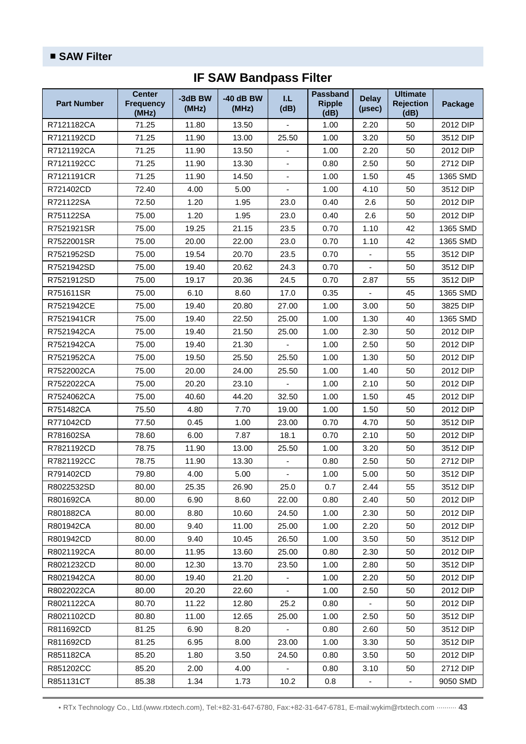## ■ SAW Filter

# IF SAW Bandpass Filter

| Part Number | Center Frequency (MHz) | -3dB BW (MHz) | -40 dB BW (MHz) | I.L (dB) | Passband Ripple (dB) | Delay (μsec) | Ultimate Rejection (dB) | Package |
|---|---|---|---|---|---|---|---|---|
| R7121182CA | 71.25 | 11.80 | 13.50 | - | 1.00 | 2.20 | 50 | 2012 DIP |
| R7121192CD | 71.25 | 11.90 | 13.00 | 25.50 | 1.00 | 3.20 | 50 | 3512 DIP |
| R7121192CA | 71.25 | 11.90 | 13.50 | - | 1.00 | 2.20 | 50 | 2012 DIP |
| R7121192CC | 71.25 | 11.90 | 13.30 | - | 0.80 | 2.50 | 50 | 2712 DIP |
| R7121191CR | 71.25 | 11.90 | 14.50 | - | 1.00 | 1.50 | 45 | 1365 SMD |
| R721402CD | 72.40 | 4.00 | 5.00 | - | 1.00 | 4.10 | 50 | 3512 DIP |
| R721122SA | 72.50 | 1.20 | 1.95 | 23.0 | 0.40 | 2.6 | 50 | 2012 DIP |
| R751122SA | 75.00 | 1.20 | 1.95 | 23.0 | 0.40 | 2.6 | 50 | 2012 DIP |
| R7521921SR | 75.00 | 19.25 | 21.15 | 23.5 | 0.70 | 1.10 | 42 | 1365 SMD |
| R7522001SR | 75.00 | 20.00 | 22.00 | 23.0 | 0.70 | 1.10 | 42 | 1365 SMD |
| R7521952SD | 75.00 | 19.54 | 20.70 | 23.5 | 0.70 | - | 55 | 3512 DIP |
| R7521942SD | 75.00 | 19.40 | 20.62 | 24.3 | 0.70 | - | 50 | 3512 DIP |
| R7521912SD | 75.00 | 19.17 | 20.36 | 24.5 | 0.70 | 2.87 | 55 | 3512 DIP |
| R751611SR | 75.00 | 6.10 | 8.60 | 17.0 | 0.35 | - | 45 | 1365 SMD |
| R7521942CE | 75.00 | 19.40 | 20.80 | 27.00 | 1.00 | 3.00 | 50 | 3825 DIP |
| R7521941CR | 75.00 | 19.40 | 22.50 | 25.00 | 1.00 | 1.30 | 40 | 1365 SMD |
| R7521942CA | 75.00 | 19.40 | 21.50 | 25.00 | 1.00 | 2.30 | 50 | 2012 DIP |
| R7521942CA | 75.00 | 19.40 | 21.30 | - | 1.00 | 2.50 | 50 | 2012 DIP |
| R7521952CA | 75.00 | 19.50 | 25.50 | 25.50 | 1.00 | 1.30 | 50 | 2012 DIP |
| R7522002CA | 75.00 | 20.00 | 24.00 | 25.50 | 1.00 | 1.40 | 50 | 2012 DIP |
| R7522022CA | 75.00 | 20.20 | 23.10 | - | 1.00 | 2.10 | 50 | 2012 DIP |
| R7524062CA | 75.00 | 40.60 | 44.20 | 32.50 | 1.00 | 1.50 | 45 | 2012 DIP |
| R751482CA | 75.50 | 4.80 | 7.70 | 19.00 | 1.00 | 1.50 | 50 | 2012 DIP |
| R771042CD | 77.50 | 0.45 | 1.00 | 23.00 | 0.70 | 4.70 | 50 | 3512 DIP |
| R781602SA | 78.60 | 6.00 | 7.87 | 18.1 | 0.70 | 2.10 | 50 | 2012 DIP |
| R7821192CD | 78.75 | 11.90 | 13.00 | 25.50 | 1.00 | 3.20 | 50 | 3512 DIP |
| R7821192CC | 78.75 | 11.90 | 13.30 | - | 0.80 | 2.50 | 50 | 2712 DIP |
| R791402CD | 79.80 | 4.00 | 5.00 | - | 1.00 | 5.00 | 50 | 3512 DIP |
| R8022532SD | 80.00 | 25.35 | 26.90 | 25.0 | 0.7 | 2.44 | 55 | 3512 DIP |
| R801692CA | 80.00 | 6.90 | 8.60 | 22.00 | 0.80 | 2.40 | 50 | 2012 DIP |
| R801882CA | 80.00 | 8.80 | 10.60 | 24.50 | 1.00 | 2.30 | 50 | 2012 DIP |
| R801942CA | 80.00 | 9.40 | 11.00 | 25.00 | 1.00 | 2.20 | 50 | 2012 DIP |
| R801942CD | 80.00 | 9.40 | 10.45 | 26.50 | 1.00 | 3.50 | 50 | 3512 DIP |
| R8021192CA | 80.00 | 11.95 | 13.60 | 25.00 | 0.80 | 2.30 | 50 | 2012 DIP |
| R8021232CD | 80.00 | 12.30 | 13.70 | 23.50 | 1.00 | 2.80 | 50 | 3512 DIP |
| R8021942CA | 80.00 | 19.40 | 21.20 | - | 1.00 | 2.20 | 50 | 2012 DIP |
| R8022022CA | 80.00 | 20.20 | 22.60 | - | 1.00 | 2.50 | 50 | 2012 DIP |
| R8021122CA | 80.70 | 11.22 | 12.80 | 25.2 | 0.80 | - | 50 | 2012 DIP |
| R8021102CD | 80.80 | 11.00 | 12.65 | 25.00 | 1.00 | 2.50 | 50 | 3512 DIP |
| R811692CD | 81.25 | 6.90 | 8.20 | - | 0.80 | 2.60 | 50 | 3512 DIP |
| R811692CD | 81.25 | 6.95 | 8.00 | 23.00 | 1.00 | 3.30 | 50 | 3512 DIP |
| R851182CA | 85.20 | 1.80 | 3.50 | 24.50 | 0.80 | 3.50 | 50 | 2012 DIP |
| R851202CC | 85.20 | 2.00 | 4.00 | - | 0.80 | 3.10 | 50 | 2712 DIP |
| R851131CT | 85.38 | 1.34 | 1.73 | 10.2 | 0.8 | - | - | 9050 SMD |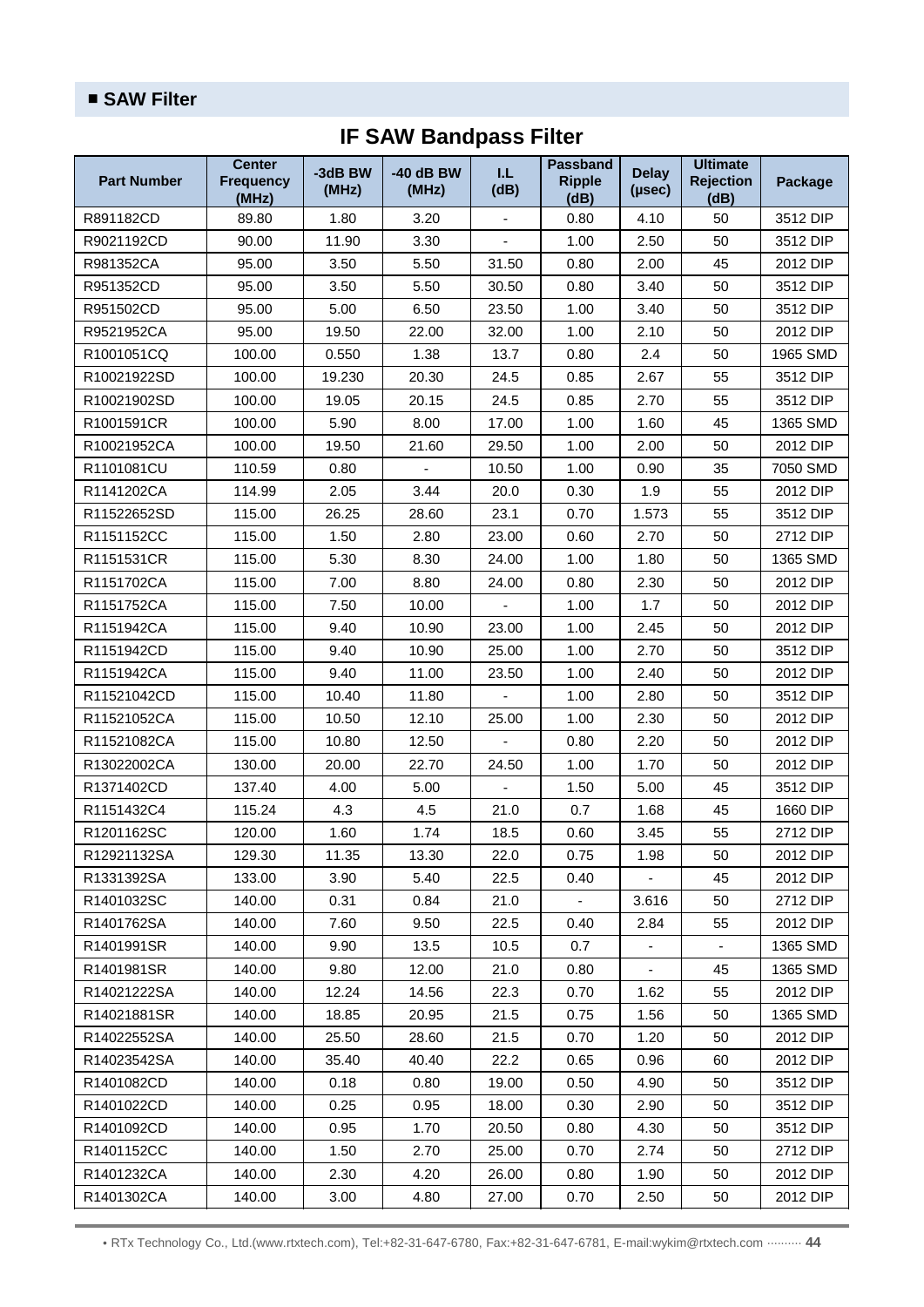## ■ SAW Filter

# IF SAW Bandpass Filter

| Part Number | Center Frequency (MHz) | -3dB BW (MHz) | -40 dB BW (MHz) | I.L (dB) | Passband Ripple (dB) | Delay (μsec) | Ultimate Rejection (dB) | Package |
|---|---|---|---|---|---|---|---|---|
| R891182CD | 89.80 | 1.80 | 3.20 | - | 0.80 | 4.10 | 50 | 3512 DIP |
| R9021192CD | 90.00 | 11.90 | 3.30 | - | 1.00 | 2.50 | 50 | 3512 DIP |
| R981352CA | 95.00 | 3.50 | 5.50 | 31.50 | 0.80 | 2.00 | 45 | 2012 DIP |
| R951352CD | 95.00 | 3.50 | 5.50 | 30.50 | 0.80 | 3.40 | 50 | 3512 DIP |
| R951502CD | 95.00 | 5.00 | 6.50 | 23.50 | 1.00 | 3.40 | 50 | 3512 DIP |
| R9521952CA | 95.00 | 19.50 | 22.00 | 32.00 | 1.00 | 2.10 | 50 | 2012 DIP |
| R1001051CQ | 100.00 | 0.550 | 1.38 | 13.7 | 0.80 | 2.4 | 50 | 1965 SMD |
| R10021922SD | 100.00 | 19.230 | 20.30 | 24.5 | 0.85 | 2.67 | 55 | 3512 DIP |
| R10021902SD | 100.00 | 19.05 | 20.15 | 24.5 | 0.85 | 2.70 | 55 | 3512 DIP |
| R1001591CR | 100.00 | 5.90 | 8.00 | 17.00 | 1.00 | 1.60 | 45 | 1365 SMD |
| R10021952CA | 100.00 | 19.50 | 21.60 | 29.50 | 1.00 | 2.00 | 50 | 2012 DIP |
| R1101081CU | 110.59 | 0.80 | - | 10.50 | 1.00 | 0.90 | 35 | 7050 SMD |
| R1141202CA | 114.99 | 2.05 | 3.44 | 20.0 | 0.30 | 1.9 | 55 | 2012 DIP |
| R11522652SD | 115.00 | 26.25 | 28.60 | 23.1 | 0.70 | 1.573 | 55 | 3512 DIP |
| R1151152CC | 115.00 | 1.50 | 2.80 | 23.00 | 0.60 | 2.70 | 50 | 2712 DIP |
| R1151531CR | 115.00 | 5.30 | 8.30 | 24.00 | 1.00 | 1.80 | 50 | 1365 SMD |
| R1151702CA | 115.00 | 7.00 | 8.80 | 24.00 | 0.80 | 2.30 | 50 | 2012 DIP |
| R1151752CA | 115.00 | 7.50 | 10.00 | - | 1.00 | 1.7 | 50 | 2012 DIP |
| R1151942CA | 115.00 | 9.40 | 10.90 | 23.00 | 1.00 | 2.45 | 50 | 2012 DIP |
| R1151942CD | 115.00 | 9.40 | 10.90 | 25.00 | 1.00 | 2.70 | 50 | 3512 DIP |
| R1151942CA | 115.00 | 9.40 | 11.00 | 23.50 | 1.00 | 2.40 | 50 | 2012 DIP |
| R11521042CD | 115.00 | 10.40 | 11.80 | - | 1.00 | 2.80 | 50 | 3512 DIP |
| R11521052CA | 115.00 | 10.50 | 12.10 | 25.00 | 1.00 | 2.30 | 50 | 2012 DIP |
| R11521082CA | 115.00 | 10.80 | 12.50 | - | 0.80 | 2.20 | 50 | 2012 DIP |
| R13022002CA | 130.00 | 20.00 | 22.70 | 24.50 | 1.00 | 1.70 | 50 | 2012 DIP |
| R1371402CD | 137.40 | 4.00 | 5.00 | - | 1.50 | 5.00 | 45 | 3512 DIP |
| R1151432C4 | 115.24 | 4.3 | 4.5 | 21.0 | 0.7 | 1.68 | 45 | 1660 DIP |
| R1201162SC | 120.00 | 1.60 | 1.74 | 18.5 | 0.60 | 3.45 | 55 | 2712 DIP |
| R12921132SA | 129.30 | 11.35 | 13.30 | 22.0 | 0.75 | 1.98 | 50 | 2012 DIP |
| R1331392SA | 133.00 | 3.90 | 5.40 | 22.5 | 0.40 | - | 45 | 2012 DIP |
| R1401032SC | 140.00 | 0.31 | 0.84 | 21.0 | - | 3.616 | 50 | 2712 DIP |
| R1401762SA | 140.00 | 7.60 | 9.50 | 22.5 | 0.40 | 2.84 | 55 | 2012 DIP |
| R1401991SR | 140.00 | 9.90 | 13.5 | 10.5 | 0.7 | - | - | 1365 SMD |
| R1401981SR | 140.00 | 9.80 | 12.00 | 21.0 | 0.80 | - | 45 | 1365 SMD |
| R14021222SA | 140.00 | 12.24 | 14.56 | 22.3 | 0.70 | 1.62 | 55 | 2012 DIP |
| R14021881SR | 140.00 | 18.85 | 20.95 | 21.5 | 0.75 | 1.56 | 50 | 1365 SMD |
| R14022552SA | 140.00 | 25.50 | 28.60 | 21.5 | 0.70 | 1.20 | 50 | 2012 DIP |
| R14023542SA | 140.00 | 35.40 | 40.40 | 22.2 | 0.65 | 0.96 | 60 | 2012 DIP |
| R1401082CD | 140.00 | 0.18 | 0.80 | 19.00 | 0.50 | 4.90 | 50 | 3512 DIP |
| R1401022CD | 140.00 | 0.25 | 0.95 | 18.00 | 0.30 | 2.90 | 50 | 3512 DIP |
| R1401092CD | 140.00 | 0.95 | 1.70 | 20.50 | 0.80 | 4.30 | 50 | 3512 DIP |
| R1401152CC | 140.00 | 1.50 | 2.70 | 25.00 | 0.70 | 2.74 | 50 | 2712 DIP |
| R1401232CA | 140.00 | 2.30 | 4.20 | 26.00 | 0.80 | 1.90 | 50 | 2012 DIP |
| R1401302CA | 140.00 | 3.00 | 4.80 | 27.00 | 0.70 | 2.50 | 50 | 2012 DIP |

• RTx Technology Co., Ltd.(www.rtxtech.com), Tel:+82-31-647-6780, Fax:+82-31-647-6781, E-mail:wykim@rtxtech.com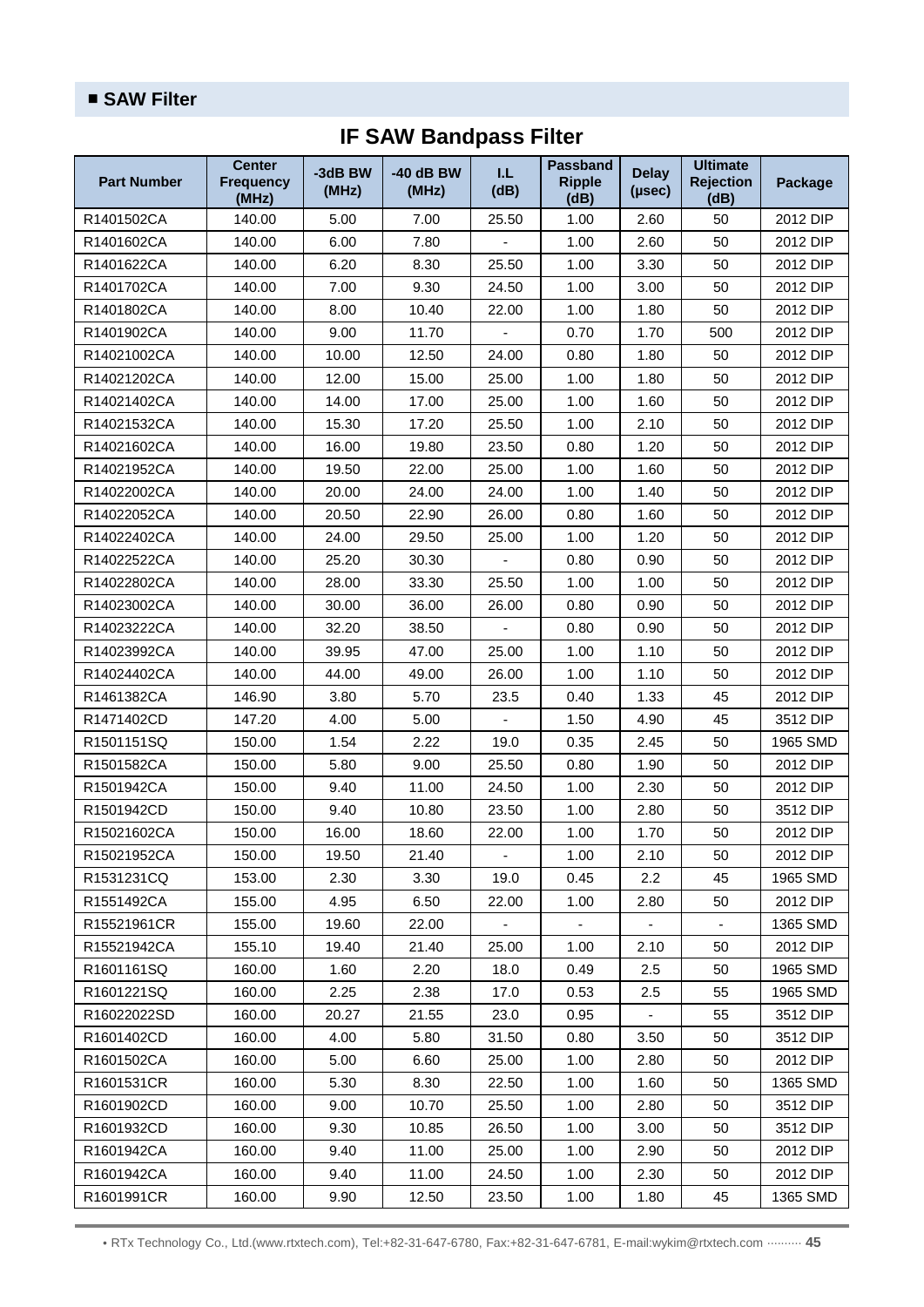## ■ SAW Filter

# IF SAW Bandpass Filter

| Part Number | Center Frequency (MHz) | -3dB BW (MHz) | -40 dB BW (MHz) | I.L (dB) | Passband Ripple (dB) | Delay (μsec) | Ultimate Rejection (dB) | Package |
|---|---|---|---|---|---|---|---|---|
| R1401502CA | 140.00 | 5.00 | 7.00 | 25.50 | 1.00 | 2.60 | 50 | 2012 DIP |
| R1401602CA | 140.00 | 6.00 | 7.80 | - | 1.00 | 2.60 | 50 | 2012 DIP |
| R1401622CA | 140.00 | 6.20 | 8.30 | 25.50 | 1.00 | 3.30 | 50 | 2012 DIP |
| R1401702CA | 140.00 | 7.00 | 9.30 | 24.50 | 1.00 | 3.00 | 50 | 2012 DIP |
| R1401802CA | 140.00 | 8.00 | 10.40 | 22.00 | 1.00 | 1.80 | 50 | 2012 DIP |
| R1401902CA | 140.00 | 9.00 | 11.70 | - | 0.70 | 1.70 | 500 | 2012 DIP |
| R14021002CA | 140.00 | 10.00 | 12.50 | 24.00 | 0.80 | 1.80 | 50 | 2012 DIP |
| R14021202CA | 140.00 | 12.00 | 15.00 | 25.00 | 1.00 | 1.80 | 50 | 2012 DIP |
| R14021402CA | 140.00 | 14.00 | 17.00 | 25.00 | 1.00 | 1.60 | 50 | 2012 DIP |
| R14021532CA | 140.00 | 15.30 | 17.20 | 25.50 | 1.00 | 2.10 | 50 | 2012 DIP |
| R14021602CA | 140.00 | 16.00 | 19.80 | 23.50 | 0.80 | 1.20 | 50 | 2012 DIP |
| R14021952CA | 140.00 | 19.50 | 22.00 | 25.00 | 1.00 | 1.60 | 50 | 2012 DIP |
| R14022002CA | 140.00 | 20.00 | 24.00 | 24.00 | 1.00 | 1.40 | 50 | 2012 DIP |
| R14022052CA | 140.00 | 20.50 | 22.90 | 26.00 | 0.80 | 1.60 | 50 | 2012 DIP |
| R14022402CA | 140.00 | 24.00 | 29.50 | 25.00 | 1.00 | 1.20 | 50 | 2012 DIP |
| R14022522CA | 140.00 | 25.20 | 30.30 | - | 0.80 | 0.90 | 50 | 2012 DIP |
| R14022802CA | 140.00 | 28.00 | 33.30 | 25.50 | 1.00 | 1.00 | 50 | 2012 DIP |
| R14023002CA | 140.00 | 30.00 | 36.00 | 26.00 | 0.80 | 0.90 | 50 | 2012 DIP |
| R14023222CA | 140.00 | 32.20 | 38.50 | - | 0.80 | 0.90 | 50 | 2012 DIP |
| R14023992CA | 140.00 | 39.95 | 47.00 | 25.00 | 1.00 | 1.10 | 50 | 2012 DIP |
| R14024402CA | 140.00 | 44.00 | 49.00 | 26.00 | 1.00 | 1.10 | 50 | 2012 DIP |
| R1461382CA | 146.90 | 3.80 | 5.70 | 23.5 | 0.40 | 1.33 | 45 | 2012 DIP |
| R1471402CD | 147.20 | 4.00 | 5.00 | - | 1.50 | 4.90 | 45 | 3512 DIP |
| R1501151SQ | 150.00 | 1.54 | 2.22 | 19.0 | 0.35 | 2.45 | 50 | 1965 SMD |
| R1501582CA | 150.00 | 5.80 | 9.00 | 25.50 | 0.80 | 1.90 | 50 | 2012 DIP |
| R1501942CA | 150.00 | 9.40 | 11.00 | 24.50 | 1.00 | 2.30 | 50 | 2012 DIP |
| R1501942CD | 150.00 | 9.40 | 10.80 | 23.50 | 1.00 | 2.80 | 50 | 3512 DIP |
| R15021602CA | 150.00 | 16.00 | 18.60 | 22.00 | 1.00 | 1.70 | 50 | 2012 DIP |
| R15021952CA | 150.00 | 19.50 | 21.40 | - | 1.00 | 2.10 | 50 | 2012 DIP |
| R1531231CQ | 153.00 | 2.30 | 3.30 | 19.0 | 0.45 | 2.2 | 45 | 1965 SMD |
| R1551492CA | 155.00 | 4.95 | 6.50 | 22.00 | 1.00 | 2.80 | 50 | 2012 DIP |
| R15521961CR | 155.00 | 19.60 | 22.00 | - | - | - | - | 1365 SMD |
| R15521942CA | 155.10 | 19.40 | 21.40 | 25.00 | 1.00 | 2.10 | 50 | 2012 DIP |
| R1601161SQ | 160.00 | 1.60 | 2.20 | 18.0 | 0.49 | 2.5 | 50 | 1965 SMD |
| R1601221SQ | 160.00 | 2.25 | 2.38 | 17.0 | 0.53 | 2.5 | 55 | 1965 SMD |
| R16022022SD | 160.00 | 20.27 | 21.55 | 23.0 | 0.95 | - | 55 | 3512 DIP |
| R1601402CD | 160.00 | 4.00 | 5.80 | 31.50 | 0.80 | 3.50 | 50 | 3512 DIP |
| R1601502CA | 160.00 | 5.00 | 6.60 | 25.00 | 1.00 | 2.80 | 50 | 2012 DIP |
| R1601531CR | 160.00 | 5.30 | 8.30 | 22.50 | 1.00 | 1.60 | 50 | 1365 SMD |
| R1601902CD | 160.00 | 9.00 | 10.70 | 25.50 | 1.00 | 2.80 | 50 | 3512 DIP |
| R1601932CD | 160.00 | 9.30 | 10.85 | 26.50 | 1.00 | 3.00 | 50 | 3512 DIP |
| R1601942CA | 160.00 | 9.40 | 11.00 | 25.00 | 1.00 | 2.90 | 50 | 2012 DIP |
| R1601942CA | 160.00 | 9.40 | 11.00 | 24.50 | 1.00 | 2.30 | 50 | 2012 DIP |
| R1601991CR | 160.00 | 9.90 | 12.50 | 23.50 | 1.00 | 1.80 | 45 | 1365 SMD |

• RTx Technology Co., Ltd.(www.rtxtech.com), Tel:+82-31-647-6780, Fax:+82-31-647-6781, E-mail:wykim@rtxtech.com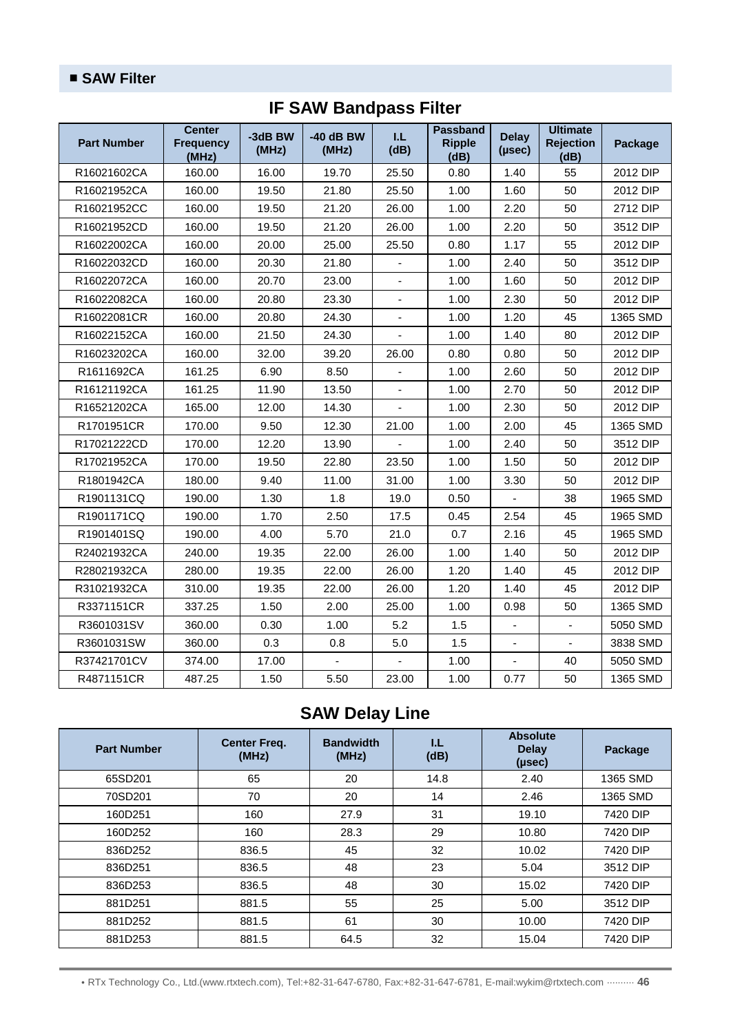## ■ SAW Filter

### IF SAW Bandpass Filter

| Part Number | Center Frequency (MHz) | -3dB BW (MHz) | -40 dB BW (MHz) | I.L (dB) | Passband Ripple (dB) | Delay (μsec) | Ultimate Rejection (dB) | Package |
|---|---|---|---|---|---|---|---|---|
| R16021602CA | 160.00 | 16.00 | 19.70 | 25.50 | 0.80 | 1.40 | 55 | 2012 DIP |
| R16021952CA | 160.00 | 19.50 | 21.80 | 25.50 | 1.00 | 1.60 | 50 | 2012 DIP |
| R16021952CC | 160.00 | 19.50 | 21.20 | 26.00 | 1.00 | 2.20 | 50 | 2712 DIP |
| R16021952CD | 160.00 | 19.50 | 21.20 | 26.00 | 1.00 | 2.20 | 50 | 3512 DIP |
| R16022002CA | 160.00 | 20.00 | 25.00 | 25.50 | 0.80 | 1.17 | 55 | 2012 DIP |
| R16022032CD | 160.00 | 20.30 | 21.80 | - | 1.00 | 2.40 | 50 | 3512 DIP |
| R16022072CA | 160.00 | 20.70 | 23.00 | - | 1.00 | 1.60 | 50 | 2012 DIP |
| R16022082CA | 160.00 | 20.80 | 23.30 | - | 1.00 | 2.30 | 50 | 2012 DIP |
| R16022081CR | 160.00 | 20.80 | 24.30 | - | 1.00 | 1.20 | 45 | 1365 SMD |
| R16022152CA | 160.00 | 21.50 | 24.30 | - | 1.00 | 1.40 | 80 | 2012 DIP |
| R16023202CA | 160.00 | 32.00 | 39.20 | 26.00 | 0.80 | 0.80 | 50 | 2012 DIP |
| R1611692CA | 161.25 | 6.90 | 8.50 | - | 1.00 | 2.60 | 50 | 2012 DIP |
| R16121192CA | 161.25 | 11.90 | 13.50 | - | 1.00 | 2.70 | 50 | 2012 DIP |
| R16521202CA | 165.00 | 12.00 | 14.30 | - | 1.00 | 2.30 | 50 | 2012 DIP |
| R1701951CR | 170.00 | 9.50 | 12.30 | 21.00 | 1.00 | 2.00 | 45 | 1365 SMD |
| R17021222CD | 170.00 | 12.20 | 13.90 | - | 1.00 | 2.40 | 50 | 3512 DIP |
| R17021952CA | 170.00 | 19.50 | 22.80 | 23.50 | 1.00 | 1.50 | 50 | 2012 DIP |
| R1801942CA | 180.00 | 9.40 | 11.00 | 31.00 | 1.00 | 3.30 | 50 | 2012 DIP |
| R1901131CQ | 190.00 | 1.30 | 1.8 | 19.0 | 0.50 | - | 38 | 1965 SMD |
| R1901171CQ | 190.00 | 1.70 | 2.50 | 17.5 | 0.45 | 2.54 | 45 | 1965 SMD |
| R1901401SQ | 190.00 | 4.00 | 5.70 | 21.0 | 0.7 | 2.16 | 45 | 1965 SMD |
| R24021932CA | 240.00 | 19.35 | 22.00 | 26.00 | 1.00 | 1.40 | 50 | 2012 DIP |
| R28021932CA | 280.00 | 19.35 | 22.00 | 26.00 | 1.20 | 1.40 | 45 | 2012 DIP |
| R31021932CA | 310.00 | 19.35 | 22.00 | 26.00 | 1.20 | 1.40 | 45 | 2012 DIP |
| R3371151CR | 337.25 | 1.50 | 2.00 | 25.00 | 1.00 | 0.98 | 50 | 1365 SMD |
| R3601031SV | 360.00 | 0.30 | 1.00 | 5.2 | 1.5 | - | - | 5050 SMD |
| R3601031SW | 360.00 | 0.3 | 0.8 | 5.0 | 1.5 | - | - | 3838 SMD |
| R37421701CV | 374.00 | 17.00 | - | - | 1.00 | - | 40 | 5050 SMD |
| R4871151CR | 487.25 | 1.50 | 5.50 | 23.00 | 1.00 | 0.77 | 50 | 1365 SMD |

### SAW Delay Line

| Part Number | Center Freq. (MHz) | Bandwidth (MHz) | I.L (dB) | Absolute Delay (μsec) | Package |
|---|---|---|---|---|---|
| 65SD201 | 65 | 20 | 14.8 | 2.40 | 1365 SMD |
| 70SD201 | 70 | 20 | 14 | 2.46 | 1365 SMD |
| 160D251 | 160 | 27.9 | 31 | 19.10 | 7420 DIP |
| 160D252 | 160 | 28.3 | 29 | 10.80 | 7420 DIP |
| 836D252 | 836.5 | 45 | 32 | 10.02 | 7420 DIP |
| 836D251 | 836.5 | 48 | 23 | 5.04 | 3512 DIP |
| 836D253 | 836.5 | 48 | 30 | 15.02 | 7420 DIP |
| 881D251 | 881.5 | 55 | 25 | 5.00 | 3512 DIP |
| 881D252 | 881.5 | 61 | 30 | 10.00 | 7420 DIP |
| 881D253 | 881.5 | 64.5 | 32 | 15.04 | 7420 DIP |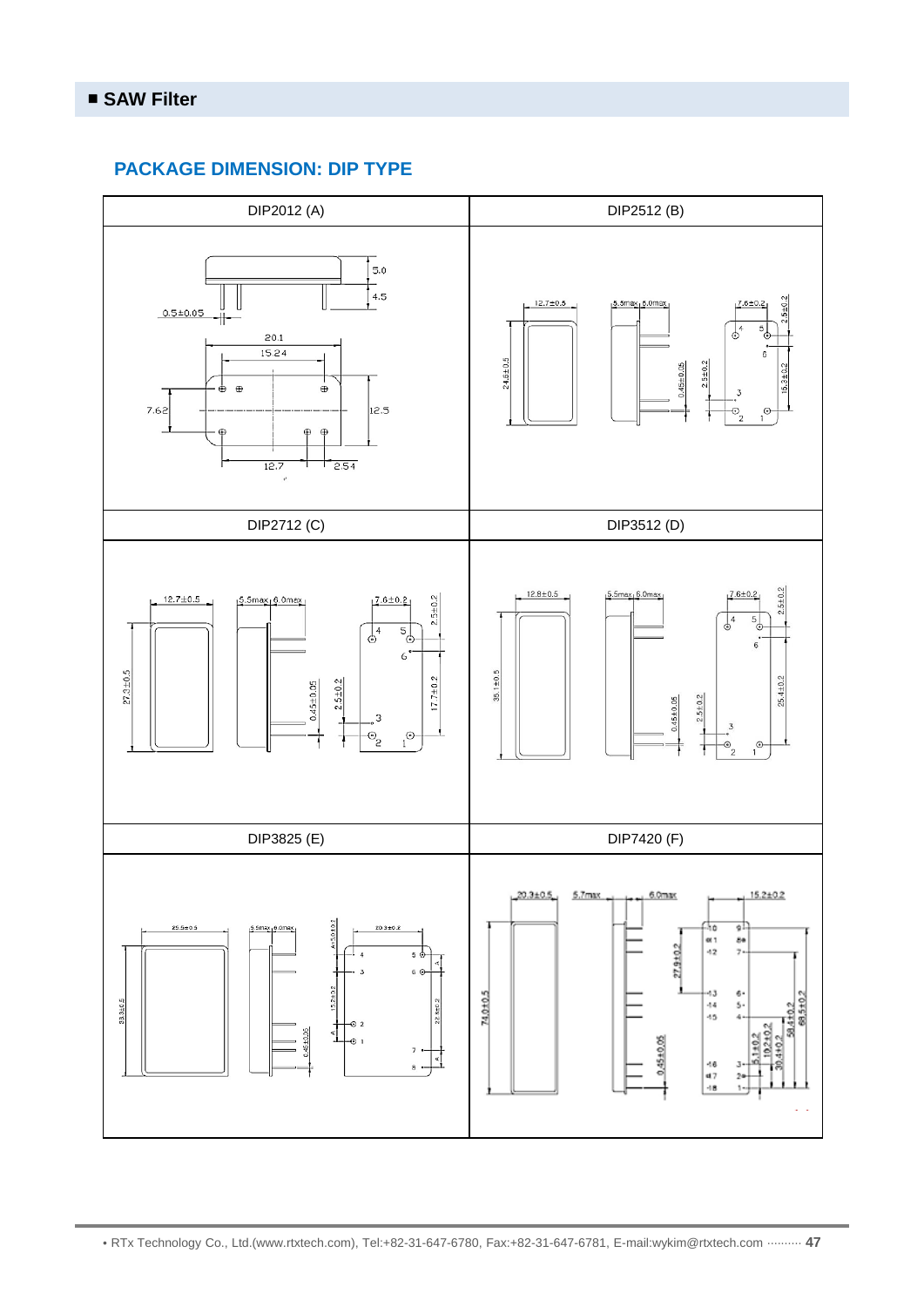## ■ SAW Filter

### PACKAGE DIMENSION: DIP TYPE

| DIP2012 (A) | DIP2512 (B) |
|---|---|
| 5.0, 4.5, 0.5±0.05, 20.1, 15.24, 7.62, 12.5, 12.7, 2.54 | 12.7±0.5, 5.5max, 6.0max, 7.6±0.2, 2.5±0.2, 24.6±0.5, 0.45±0.05, 2.5±0.2, 15.3±0.2 |
| **DIP2712 (C)** | **DIP3512 (D)** |
| 12.7±0.5, 5.5max, 6.0max, 7.6±0.2, 2.5±0.2, 27.3±0.5, 0.45±0.05, 2.5±0.2, 17.7±0.2 | 12.8±0.5, 5.5max, 6.0max, 7.6±0.2, 2.5±0.2, 35.1±0.5, 0.45±0.05, 2.5±0.2, 25.4±0.2 |
| **DIP3825 (E)** | **DIP7420 (F)** |
| 25.5±0.5, 5.5max, 6.0max, 20.3±0.2, 38.3±0.5, 0.45±0.05, 15.2±0.2, 22.8±0.2 | 20.3±0.5, 5.7max, 6.0max, 15.2±0.2, 74.0±0.5, 27.9±0.2, 0.45±0.05, 5.1±0.2, 10.2±0.2, 30.4±0.2, 58.4±0.2, 68.5±0.2 |

• RTx Technology Co., Ltd.(www.rtxtech.com), Tel:+82-31-647-6780, Fax:+82-31-647-6781, E-mail:wykim@rtxtech.com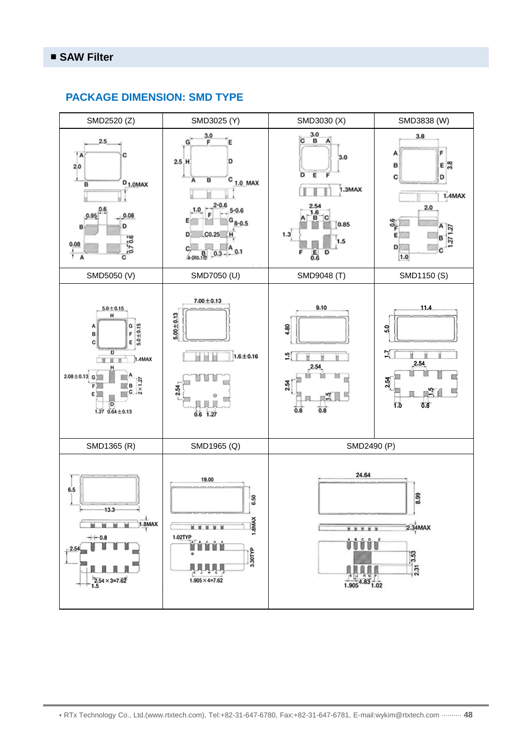## ■ SAW Filter

### PACKAGE DIMENSION: SMD TYPE

| SMD2520 (Z) | SMD3025 (Y) | SMD3030 (X) | SMD3838 (W) |
|---|---|---|---|
| 2.5<br>2.0<br>A C B D<br>1.0MAX<br>0.6<br>0.95 0.08<br>B D<br>0.08<br>A C<br>0.7 0.6 | 3.0<br>G F E<br>2.5 H D<br>A B C<br>1.0 MAX<br>1.0 2-0.6<br>5-0.6<br>8-0.5<br>E F G<br>D C0.25 H<br>C B A<br>4-(R0.15) 0.3 0.1 | 3.0<br>C B A<br>3.0<br>D E F<br>1.3MAX<br>2.54<br>1.6<br>A B C<br>0.85<br>1.3<br>1.5<br>F E D<br>0.6 | 3.8<br>A F<br>B E 3.8<br>C D<br>1.4MAX<br>2.0<br>0.6<br>F A<br>E B 1.27 1.27<br>D C<br>1.0 |
| **SMD5050 (V)** | **SMD7050 (U)** | **SMD9048 (T)** | **SMD1150 (S)** |
| 5.0±0.15<br>H<br>A G<br>B F 5.0±0.15<br>C E<br>D<br>1.4MAX<br>H<br>2.08±0.13 G A<br>F B 2×1.27<br>E C<br>D<br>1.27 0.64±0.13 | 7.00±0.13<br>5.00±0.13<br>1.6±0.16<br>2.54<br>0.6 1.27 | 9.10<br>4.80<br>1.5<br>2.54<br>2.54<br>1.5<br>0.8 0.8 | 11.4<br>5.0<br>1.7<br>2.54<br>2.54<br>1.5<br>1.0 0.8 |
| **SMD1365 (R)** | **SMD1965 (Q)** | **SMD2490 (P)** | |
| 6.5<br>13.3<br>1.8MAX<br>0.8<br>2.54<br>2.54×3=7.62<br>1.5 | 19.00<br>6.50<br>1.8MAX<br>1.02TYP<br>A B C D E<br>3.30TYP<br>K J H G F<br>1.905×4=7.62 | 24.64<br>8.99<br>2.34MAX<br>A B C D E<br>3.53<br>2.31<br>K J H G F<br>1.905 4.83 1.02 | |